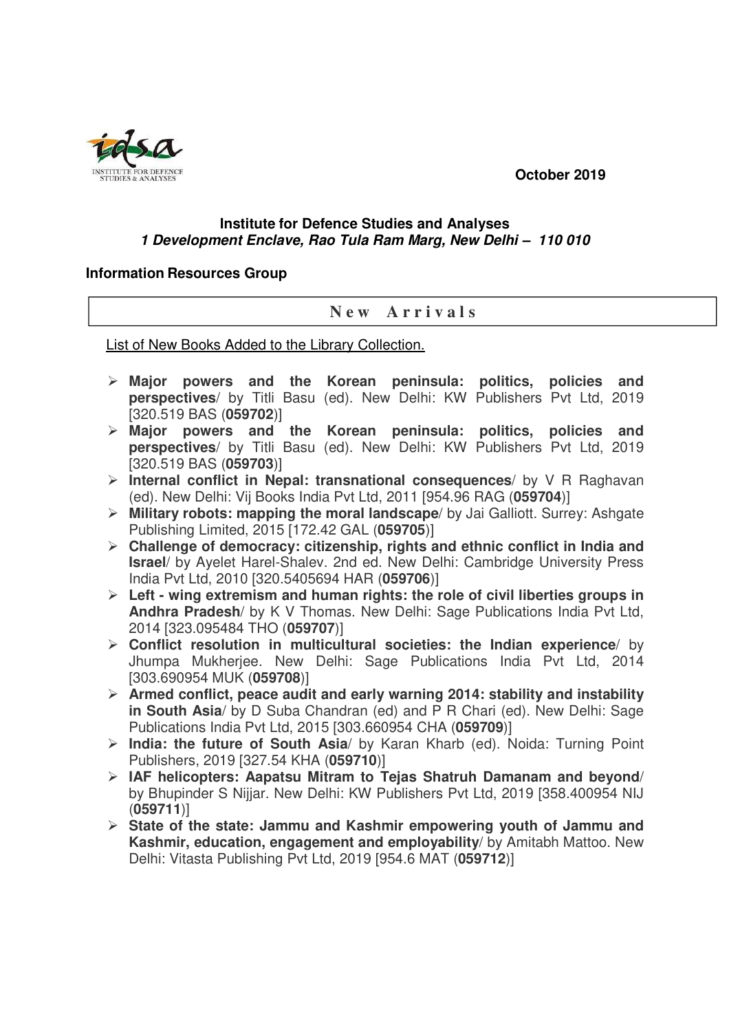October 2019

**Institute for Defence Studies and Analyses**
***1 Development Enclave, Rao Tula Ram Marg, New Delhi – 110 010***

**Information Resources Group**

## New Arrivals

List of New Books Added to the Library Collection.

- **Major powers and the Korean peninsula: politics, policies and perspectives**/ by Titli Basu (ed). New Delhi: KW Publishers Pvt Ltd, 2019 [320.519 BAS (**059702**)]
- **Major powers and the Korean peninsula: politics, policies and perspectives**/ by Titli Basu (ed). New Delhi: KW Publishers Pvt Ltd, 2019 [320.519 BAS (**059703**)]
- **Internal conflict in Nepal: transnational consequences**/ by V R Raghavan (ed). New Delhi: Vij Books India Pvt Ltd, 2011 [954.96 RAG (**059704**)]
- **Military robots: mapping the moral landscape**/ by Jai Galliott. Surrey: Ashgate Publishing Limited, 2015 [172.42 GAL (**059705**)]
- **Challenge of democracy: citizenship, rights and ethnic conflict in India and Israel**/ by Ayelet Harel-Shalev. 2nd ed. New Delhi: Cambridge University Press India Pvt Ltd, 2010 [320.5405694 HAR (**059706**)]
- **Left - wing extremism and human rights: the role of civil liberties groups in Andhra Pradesh**/ by K V Thomas. New Delhi: Sage Publications India Pvt Ltd, 2014 [323.095484 THO (**059707**)]
- **Conflict resolution in multicultural societies: the Indian experience**/ by Jhumpa Mukherjee. New Delhi: Sage Publications India Pvt Ltd, 2014 [303.690954 MUK (**059708**)]
- **Armed conflict, peace audit and early warning 2014: stability and instability in South Asia**/ by D Suba Chandran (ed) and P R Chari (ed). New Delhi: Sage Publications India Pvt Ltd, 2015 [303.660954 CHA (**059709**)]
- **India: the future of South Asia**/ by Karan Kharb (ed). Noida: Turning Point Publishers, 2019 [327.54 KHA (**059710**)]
- **IAF helicopters: Aapatsu Mitram to Tejas Shatruh Damanam and beyond**/ by Bhupinder S Nijjar. New Delhi: KW Publishers Pvt Ltd, 2019 [358.400954 NIJ (**059711**)]
- **State of the state: Jammu and Kashmir empowering youth of Jammu and Kashmir, education, engagement and employability**/ by Amitabh Mattoo. New Delhi: Vitasta Publishing Pvt Ltd, 2019 [954.6 MAT (**059712**)]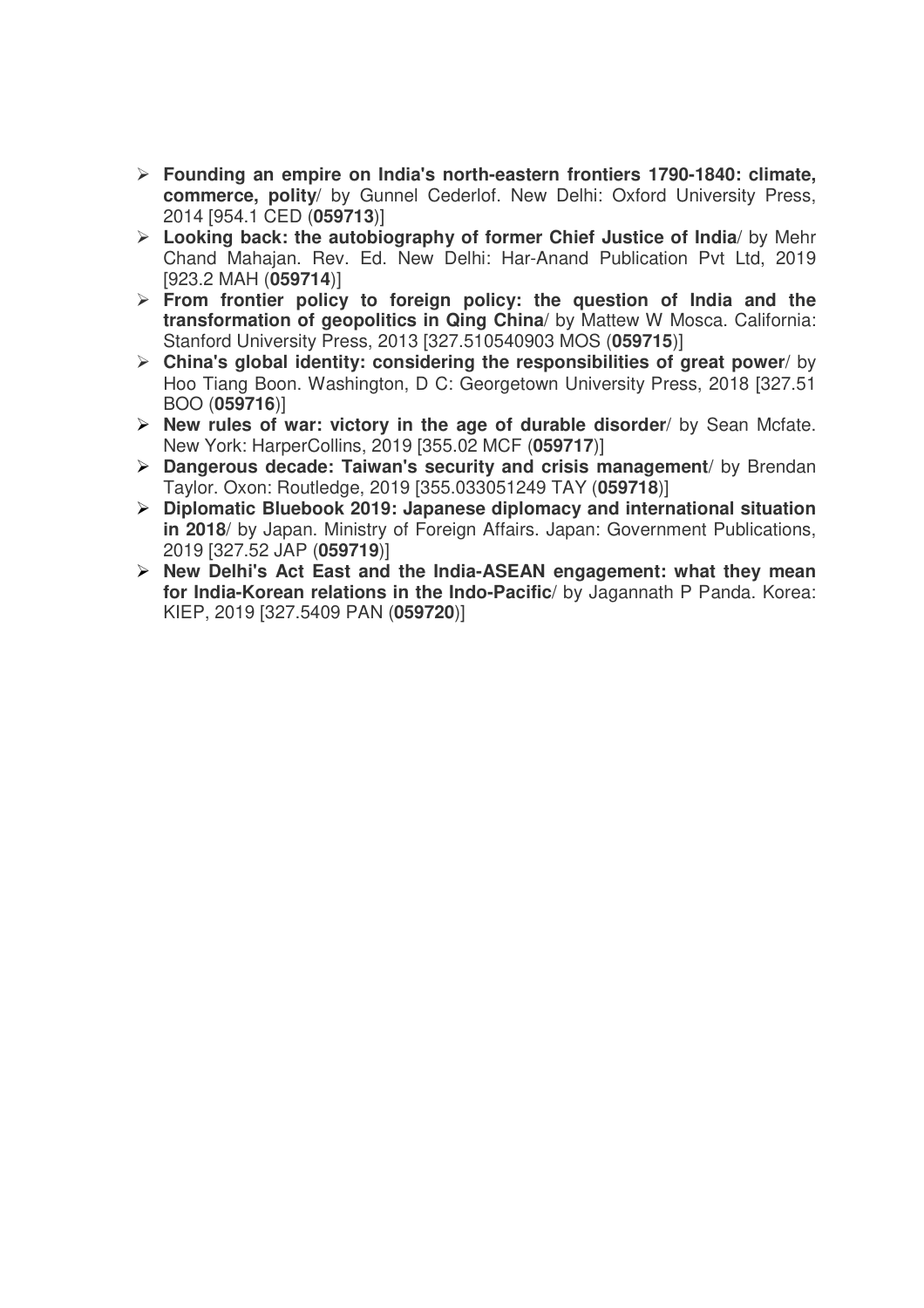- **Founding an empire on India's north-eastern frontiers 1790-1840: climate, commerce, polity**/ by Gunnel Cederlof. New Delhi: Oxford University Press, 2014 [954.1 CED (**059713**)]
- **Looking back: the autobiography of former Chief Justice of India**/ by Mehr Chand Mahajan. Rev. Ed. New Delhi: Har-Anand Publication Pvt Ltd, 2019 [923.2 MAH (**059714**)]
- **From frontier policy to foreign policy: the question of India and the transformation of geopolitics in Qing China**/ by Mattew W Mosca. California: Stanford University Press, 2013 [327.510540903 MOS (**059715**)]
- **China's global identity: considering the responsibilities of great power**/ by Hoo Tiang Boon. Washington, D C: Georgetown University Press, 2018 [327.51 BOO (**059716**)]
- **New rules of war: victory in the age of durable disorder**/ by Sean Mcfate. New York: HarperCollins, 2019 [355.02 MCF (**059717**)]
- **Dangerous decade: Taiwan's security and crisis management**/ by Brendan Taylor. Oxon: Routledge, 2019 [355.033051249 TAY (**059718**)]
- **Diplomatic Bluebook 2019: Japanese diplomacy and international situation in 2018**/ by Japan. Ministry of Foreign Affairs. Japan: Government Publications, 2019 [327.52 JAP (**059719**)]
- **New Delhi's Act East and the India-ASEAN engagement: what they mean for India-Korean relations in the Indo-Pacific**/ by Jagannath P Panda. Korea: KIEP, 2019 [327.5409 PAN (**059720**)]